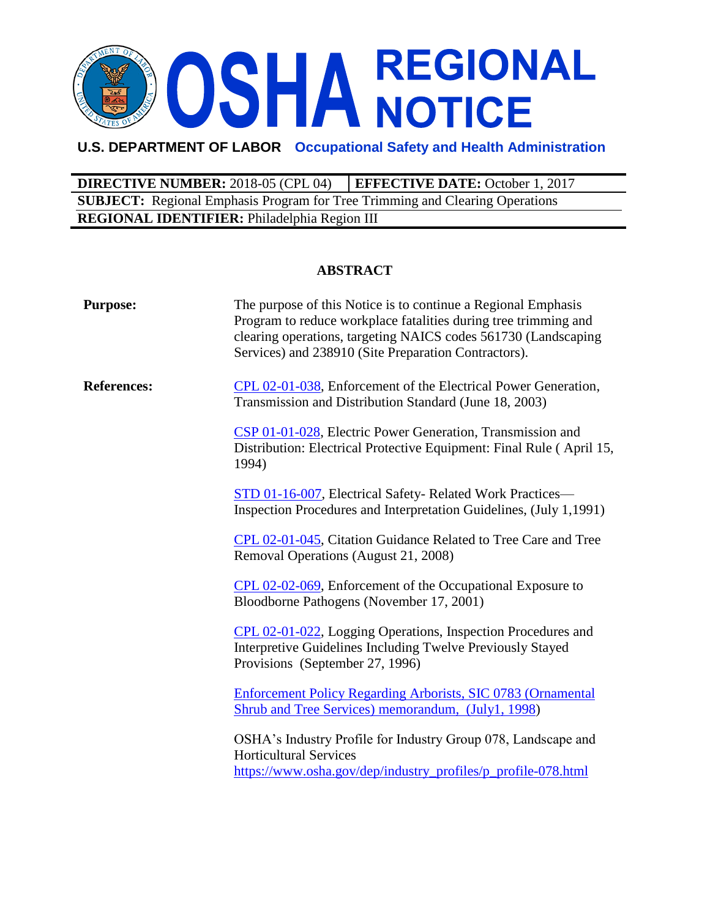# OSHA REGIONAL NOTICE

**U.S. DEPARTMENT OF LABOR** Occupational Safety and Health Administration

| **DIRECTIVE NUMBER:** 2018-05 (CPL 04) | **EFFECTIVE DATE:** October 1, 2017 |
|---|---|
| **SUBJECT:** Regional Emphasis Program for Tree Trimming and Clearing Operations | |
| **REGIONAL IDENTIFIER:** Philadelphia Region III | |

## ABSTRACT

**Purpose:** The purpose of this Notice is to continue a Regional Emphasis Program to reduce workplace fatalities during tree trimming and clearing operations, targeting NAICS codes 561730 (Landscaping Services) and 238910 (Site Preparation Contractors).

**References:**

CPL 02-01-038, Enforcement of the Electrical Power Generation, Transmission and Distribution Standard (June 18, 2003)

CSP 01-01-028, Electric Power Generation, Transmission and Distribution: Electrical Protective Equipment: Final Rule ( April 15, 1994)

STD 01-16-007, Electrical Safety- Related Work Practices—Inspection Procedures and Interpretation Guidelines, (July 1,1991)

CPL 02-01-045, Citation Guidance Related to Tree Care and Tree Removal Operations (August 21, 2008)

CPL 02-02-069, Enforcement of the Occupational Exposure to Bloodborne Pathogens (November 17, 2001)

CPL 02-01-022, Logging Operations, Inspection Procedures and Interpretive Guidelines Including Twelve Previously Stayed Provisions (September 27, 1996)

Enforcement Policy Regarding Arborists, SIC 0783 (Ornamental Shrub and Tree Services) memorandum, (July1, 1998)

OSHA's Industry Profile for Industry Group 078, Landscape and Horticultural Services https://www.osha.gov/dep/industry_profiles/p_profile-078.html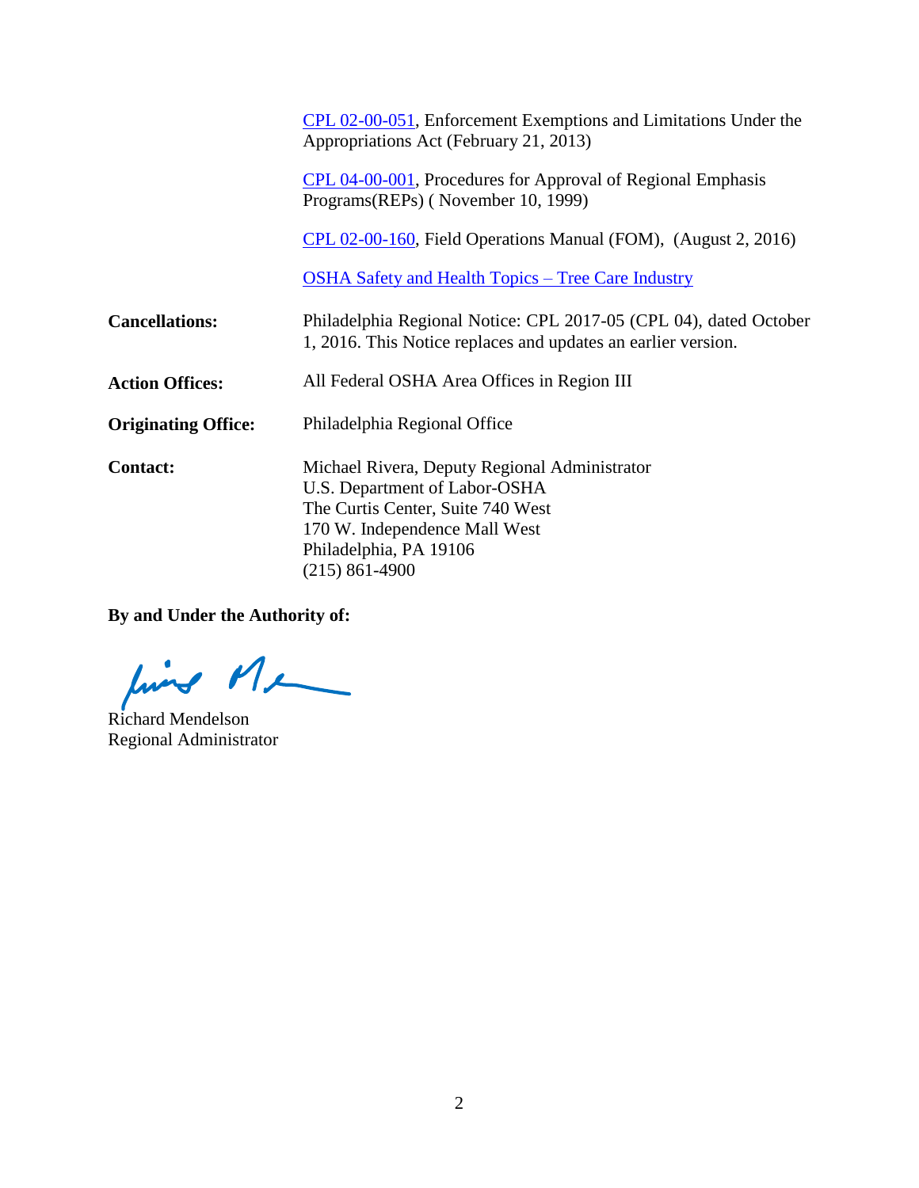CPL 02-00-051, Enforcement Exemptions and Limitations Under the Appropriations Act (February 21, 2013)

CPL 04-00-001, Procedures for Approval of Regional Emphasis Programs(REPs) ( November 10, 1999)

CPL 02-00-160, Field Operations Manual (FOM), (August 2, 2016)

OSHA Safety and Health Topics – Tree Care Industry

**Cancellations:** Philadelphia Regional Notice: CPL 2017-05 (CPL 04), dated October 1, 2016. This Notice replaces and updates an earlier version.

**Action Offices:** All Federal OSHA Area Offices in Region III

**Originating Office:** Philadelphia Regional Office

**Contact:** Michael Rivera, Deputy Regional Administrator
U.S. Department of Labor-OSHA
The Curtis Center, Suite 740 West
170 W. Independence Mall West
Philadelphia, PA 19106
(215) 861-4900

**By and Under the Authority of:**

Richard Mendelson
Regional Administrator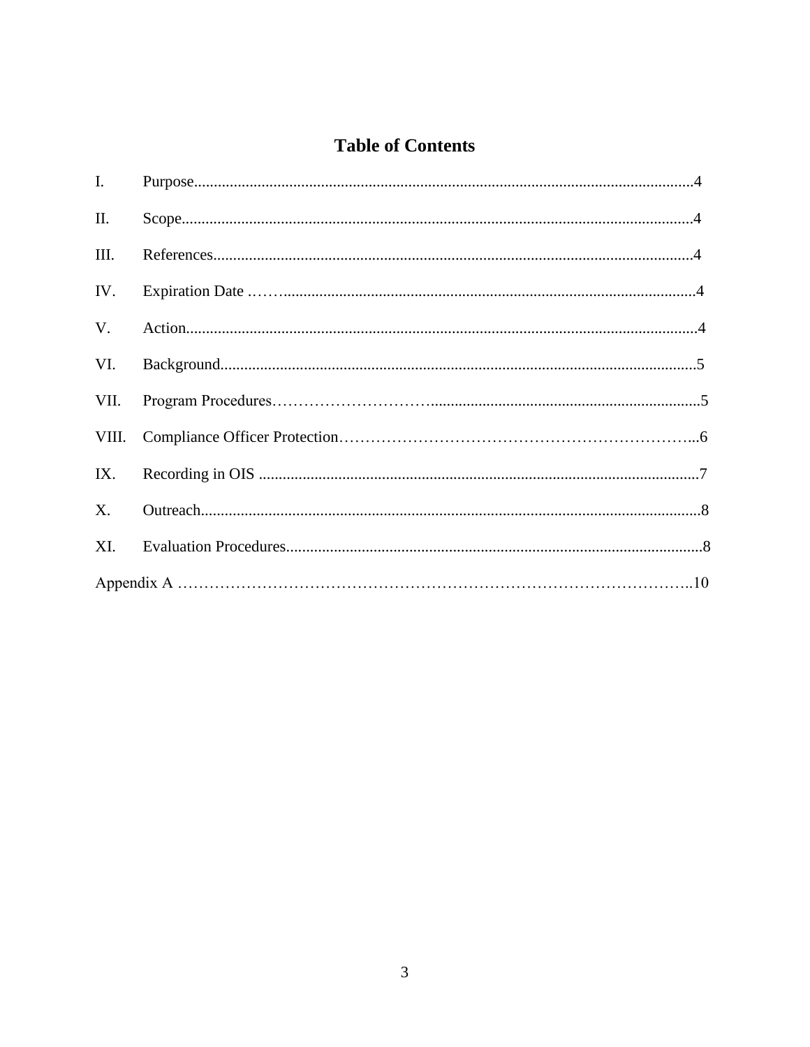# Table of Contents

I. Purpose.............................................................................................................................4

II. Scope.................................................................................................................................4

III. References........................................................................................................................4

IV. Expiration Date .……......................................................................................................4

V. Action.................................................................................................................................4

VI. Background......................................................................................................................5

VII. Program Procedures…………………………….....................................................................5

VIII. Compliance Officer Protection…………………………………………………………...6

IX. Recording in OIS ...............................................................................................................7

X. Outreach...............................................................................................................................8

XI. Evaluation Procedures.........................................................................................................8

Appendix A ……………………………………………………………………………………..10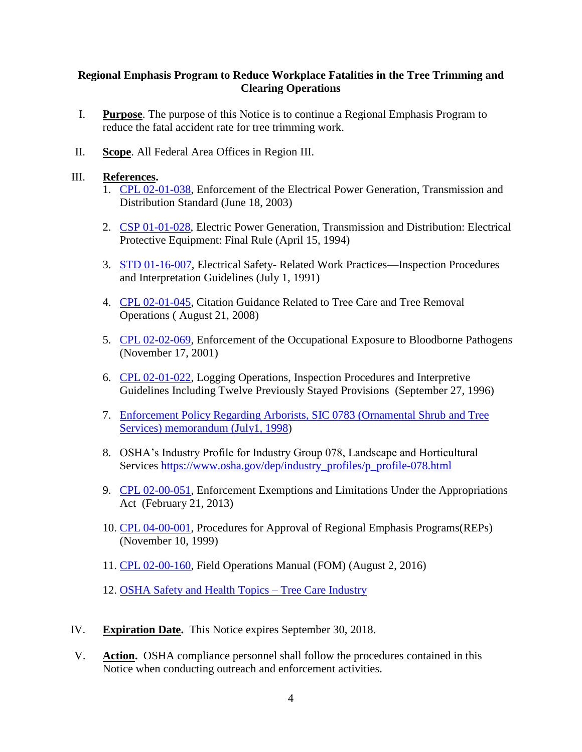**Regional Emphasis Program to Reduce Workplace Fatalities in the Tree Trimming and Clearing Operations**

I. **Purpose**. The purpose of this Notice is to continue a Regional Emphasis Program to reduce the fatal accident rate for tree trimming work.

II. **Scope**. All Federal Area Offices in Region III.

III. **References.**

1. CPL 02-01-038, Enforcement of the Electrical Power Generation, Transmission and Distribution Standard (June 18, 2003)

2. CSP 01-01-028, Electric Power Generation, Transmission and Distribution: Electrical Protective Equipment: Final Rule (April 15, 1994)

3. STD 01-16-007, Electrical Safety- Related Work Practices—Inspection Procedures and Interpretation Guidelines (July 1, 1991)

4. CPL 02-01-045, Citation Guidance Related to Tree Care and Tree Removal Operations ( August 21, 2008)

5. CPL 02-02-069, Enforcement of the Occupational Exposure to Bloodborne Pathogens (November 17, 2001)

6. CPL 02-01-022, Logging Operations, Inspection Procedures and Interpretive Guidelines Including Twelve Previously Stayed Provisions (September 27, 1996)

7. Enforcement Policy Regarding Arborists, SIC 0783 (Ornamental Shrub and Tree Services) memorandum (July1, 1998)

8. OSHA's Industry Profile for Industry Group 078, Landscape and Horticultural Services https://www.osha.gov/dep/industry_profiles/p_profile-078.html

9. CPL 02-00-051, Enforcement Exemptions and Limitations Under the Appropriations Act (February 21, 2013)

10. CPL 04-00-001, Procedures for Approval of Regional Emphasis Programs(REPs) (November 10, 1999)

11. CPL 02-00-160, Field Operations Manual (FOM) (August 2, 2016)

12. OSHA Safety and Health Topics – Tree Care Industry

IV. **Expiration Date.** This Notice expires September 30, 2018.

V. **Action.** OSHA compliance personnel shall follow the procedures contained in this Notice when conducting outreach and enforcement activities.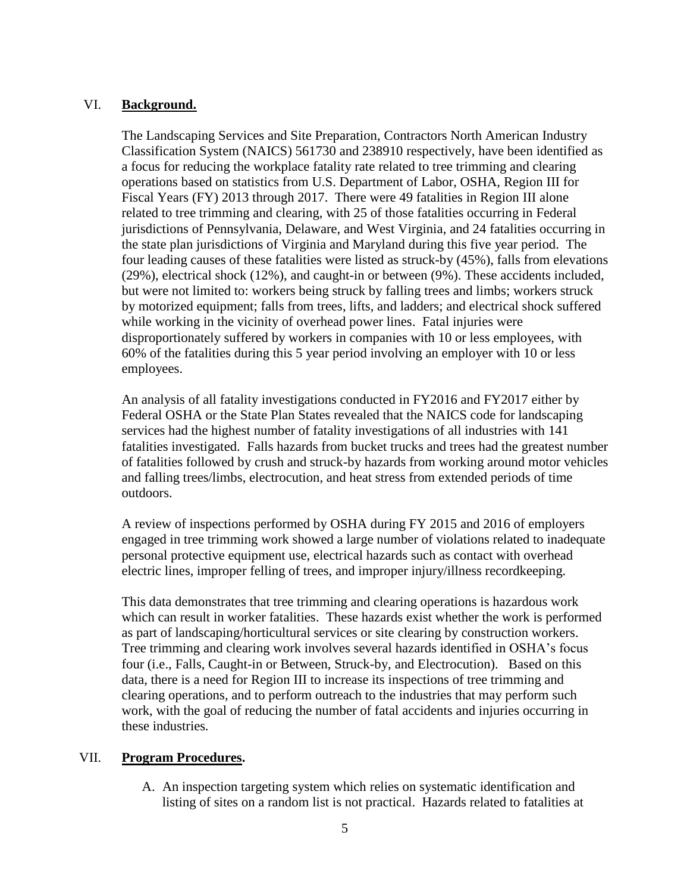## VI. **Background.**

The Landscaping Services and Site Preparation, Contractors North American Industry Classification System (NAICS) 561730 and 238910 respectively, have been identified as a focus for reducing the workplace fatality rate related to tree trimming and clearing operations based on statistics from U.S. Department of Labor, OSHA, Region III for Fiscal Years (FY) 2013 through 2017. There were 49 fatalities in Region III alone related to tree trimming and clearing, with 25 of those fatalities occurring in Federal jurisdictions of Pennsylvania, Delaware, and West Virginia, and 24 fatalities occurring in the state plan jurisdictions of Virginia and Maryland during this five year period. The four leading causes of these fatalities were listed as struck-by (45%), falls from elevations (29%), electrical shock (12%), and caught-in or between (9%). These accidents included, but were not limited to: workers being struck by falling trees and limbs; workers struck by motorized equipment; falls from trees, lifts, and ladders; and electrical shock suffered while working in the vicinity of overhead power lines. Fatal injuries were disproportionately suffered by workers in companies with 10 or less employees, with 60% of the fatalities during this 5 year period involving an employer with 10 or less employees.

An analysis of all fatality investigations conducted in FY2016 and FY2017 either by Federal OSHA or the State Plan States revealed that the NAICS code for landscaping services had the highest number of fatality investigations of all industries with 141 fatalities investigated. Falls hazards from bucket trucks and trees had the greatest number of fatalities followed by crush and struck-by hazards from working around motor vehicles and falling trees/limbs, electrocution, and heat stress from extended periods of time outdoors.

A review of inspections performed by OSHA during FY 2015 and 2016 of employers engaged in tree trimming work showed a large number of violations related to inadequate personal protective equipment use, electrical hazards such as contact with overhead electric lines, improper felling of trees, and improper injury/illness recordkeeping.

This data demonstrates that tree trimming and clearing operations is hazardous work which can result in worker fatalities. These hazards exist whether the work is performed as part of landscaping/horticultural services or site clearing by construction workers. Tree trimming and clearing work involves several hazards identified in OSHA's focus four (i.e., Falls, Caught-in or Between, Struck-by, and Electrocution). Based on this data, there is a need for Region III to increase its inspections of tree trimming and clearing operations, and to perform outreach to the industries that may perform such work, with the goal of reducing the number of fatal accidents and injuries occurring in these industries.

## VII. **Program Procedures.**

A. An inspection targeting system which relies on systematic identification and listing of sites on a random list is not practical. Hazards related to fatalities at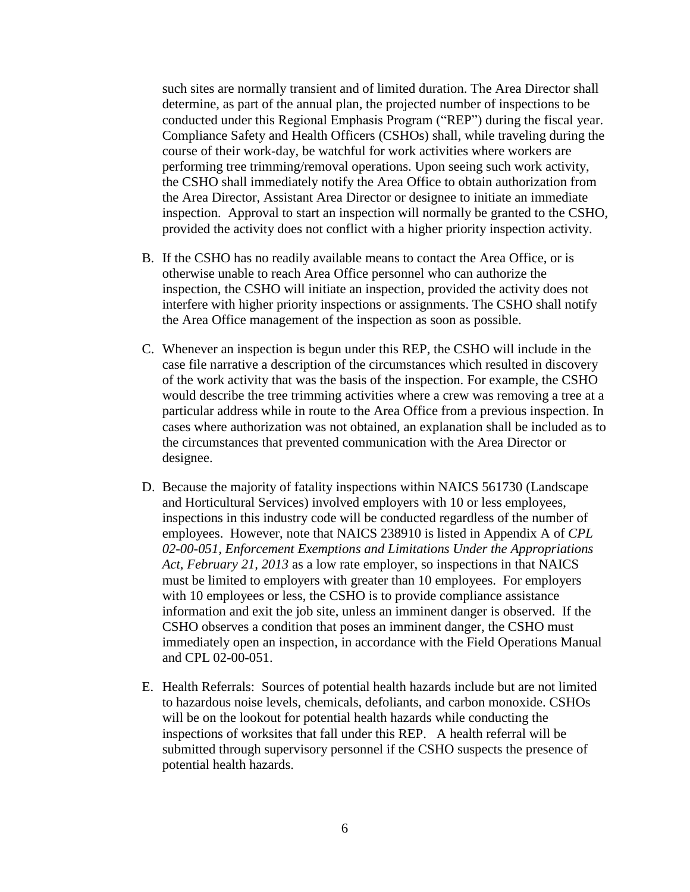such sites are normally transient and of limited duration. The Area Director shall determine, as part of the annual plan, the projected number of inspections to be conducted under this Regional Emphasis Program ("REP") during the fiscal year. Compliance Safety and Health Officers (CSHOs) shall, while traveling during the course of their work-day, be watchful for work activities where workers are performing tree trimming/removal operations. Upon seeing such work activity, the CSHO shall immediately notify the Area Office to obtain authorization from the Area Director, Assistant Area Director or designee to initiate an immediate inspection. Approval to start an inspection will normally be granted to the CSHO, provided the activity does not conflict with a higher priority inspection activity.

B. If the CSHO has no readily available means to contact the Area Office, or is otherwise unable to reach Area Office personnel who can authorize the inspection, the CSHO will initiate an inspection, provided the activity does not interfere with higher priority inspections or assignments. The CSHO shall notify the Area Office management of the inspection as soon as possible.

C. Whenever an inspection is begun under this REP, the CSHO will include in the case file narrative a description of the circumstances which resulted in discovery of the work activity that was the basis of the inspection. For example, the CSHO would describe the tree trimming activities where a crew was removing a tree at a particular address while in route to the Area Office from a previous inspection. In cases where authorization was not obtained, an explanation shall be included as to the circumstances that prevented communication with the Area Director or designee.

D. Because the majority of fatality inspections within NAICS 561730 (Landscape and Horticultural Services) involved employers with 10 or less employees, inspections in this industry code will be conducted regardless of the number of employees. However, note that NAICS 238910 is listed in Appendix A of *CPL 02-00-051, Enforcement Exemptions and Limitations Under the Appropriations Act*, *February 21, 2013* as a low rate employer, so inspections in that NAICS must be limited to employers with greater than 10 employees. For employers with 10 employees or less, the CSHO is to provide compliance assistance information and exit the job site, unless an imminent danger is observed. If the CSHO observes a condition that poses an imminent danger, the CSHO must immediately open an inspection, in accordance with the Field Operations Manual and CPL 02-00-051.

E. Health Referrals: Sources of potential health hazards include but are not limited to hazardous noise levels, chemicals, defoliants, and carbon monoxide. CSHOs will be on the lookout for potential health hazards while conducting the inspections of worksites that fall under this REP. A health referral will be submitted through supervisory personnel if the CSHO suspects the presence of potential health hazards.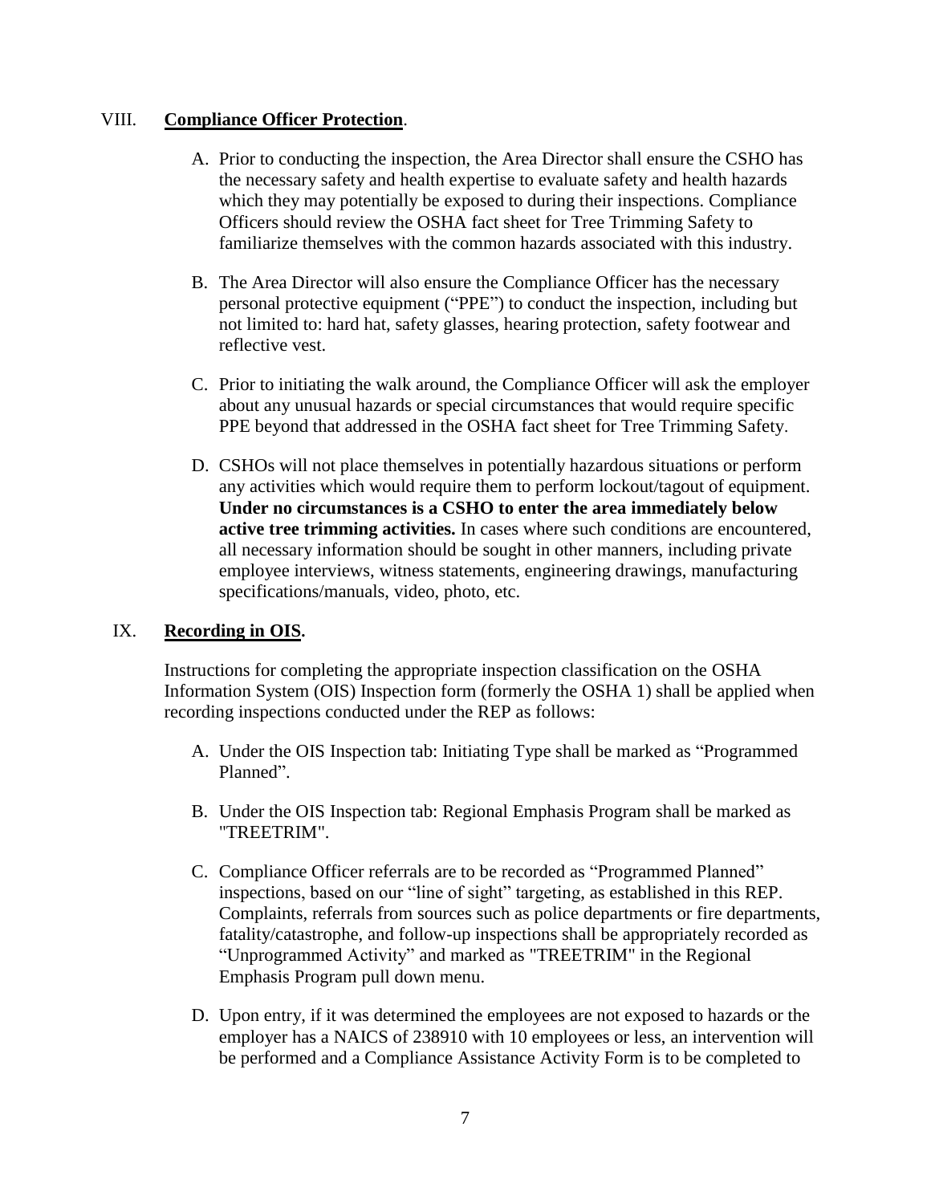## VIII. Compliance Officer Protection.

A. Prior to conducting the inspection, the Area Director shall ensure the CSHO has the necessary safety and health expertise to evaluate safety and health hazards which they may potentially be exposed to during their inspections. Compliance Officers should review the OSHA fact sheet for Tree Trimming Safety to familiarize themselves with the common hazards associated with this industry.

B. The Area Director will also ensure the Compliance Officer has the necessary personal protective equipment ("PPE") to conduct the inspection, including but not limited to: hard hat, safety glasses, hearing protection, safety footwear and reflective vest.

C. Prior to initiating the walk around, the Compliance Officer will ask the employer about any unusual hazards or special circumstances that would require specific PPE beyond that addressed in the OSHA fact sheet for Tree Trimming Safety.

D. CSHOs will not place themselves in potentially hazardous situations or perform any activities which would require them to perform lockout/tagout of equipment. **Under no circumstances is a CSHO to enter the area immediately below active tree trimming activities.** In cases where such conditions are encountered, all necessary information should be sought in other manners, including private employee interviews, witness statements, engineering drawings, manufacturing specifications/manuals, video, photo, etc.

## IX. Recording in OIS.

Instructions for completing the appropriate inspection classification on the OSHA Information System (OIS) Inspection form (formerly the OSHA 1) shall be applied when recording inspections conducted under the REP as follows:

A. Under the OIS Inspection tab: Initiating Type shall be marked as "Programmed Planned".

B. Under the OIS Inspection tab: Regional Emphasis Program shall be marked as "TREETRIM".

C. Compliance Officer referrals are to be recorded as "Programmed Planned" inspections, based on our "line of sight" targeting, as established in this REP. Complaints, referrals from sources such as police departments or fire departments, fatality/catastrophe, and follow-up inspections shall be appropriately recorded as "Unprogrammed Activity" and marked as "TREETRIM" in the Regional Emphasis Program pull down menu.

D. Upon entry, if it was determined the employees are not exposed to hazards or the employer has a NAICS of 238910 with 10 employees or less, an intervention will be performed and a Compliance Assistance Activity Form is to be completed to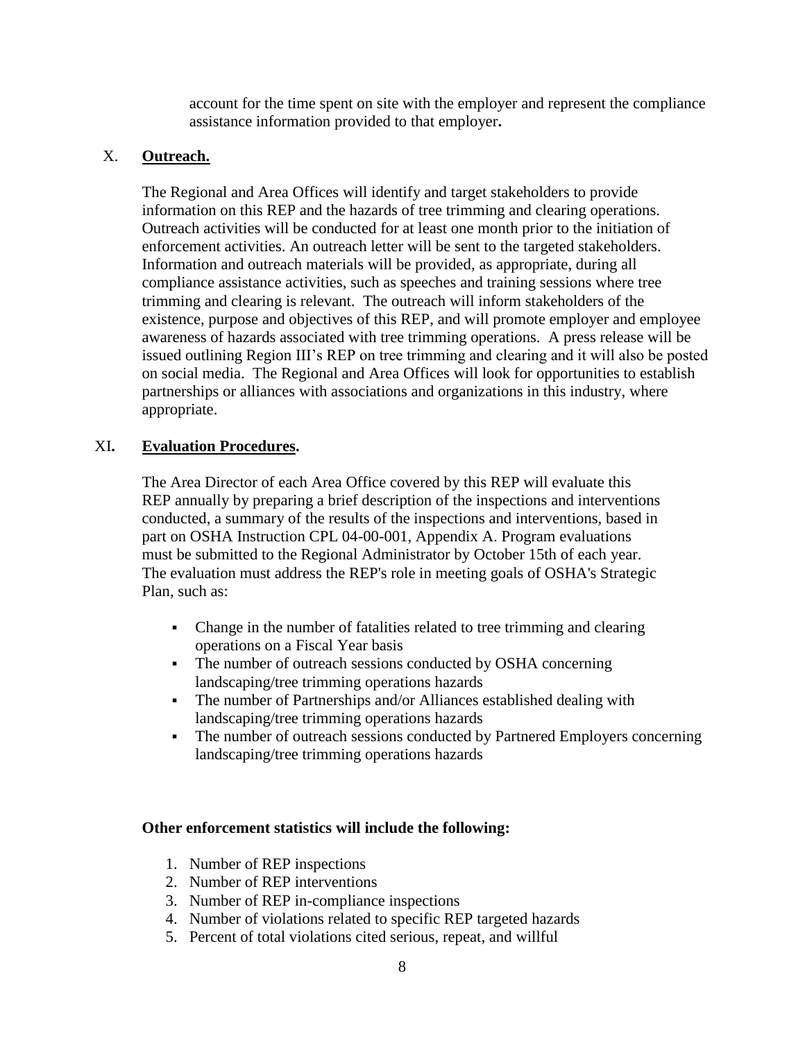account for the time spent on site with the employer and represent the compliance assistance information provided to that employer**.**

## X. **Outreach.**

The Regional and Area Offices will identify and target stakeholders to provide information on this REP and the hazards of tree trimming and clearing operations. Outreach activities will be conducted for at least one month prior to the initiation of enforcement activities. An outreach letter will be sent to the targeted stakeholders. Information and outreach materials will be provided, as appropriate, during all compliance assistance activities, such as speeches and training sessions where tree trimming and clearing is relevant. The outreach will inform stakeholders of the existence, purpose and objectives of this REP, and will promote employer and employee awareness of hazards associated with tree trimming operations. A press release will be issued outlining Region III's REP on tree trimming and clearing and it will also be posted on social media. The Regional and Area Offices will look for opportunities to establish partnerships or alliances with associations and organizations in this industry, where appropriate.

## XI**. Evaluation Procedures.**

The Area Director of each Area Office covered by this REP will evaluate this REP annually by preparing a brief description of the inspections and interventions conducted, a summary of the results of the inspections and interventions, based in part on OSHA Instruction CPL 04-00-001, Appendix A. Program evaluations must be submitted to the Regional Administrator by October 15th of each year. The evaluation must address the REP's role in meeting goals of OSHA's Strategic Plan, such as:

- Change in the number of fatalities related to tree trimming and clearing operations on a Fiscal Year basis
- The number of outreach sessions conducted by OSHA concerning landscaping/tree trimming operations hazards
- The number of Partnerships and/or Alliances established dealing with landscaping/tree trimming operations hazards
- The number of outreach sessions conducted by Partnered Employers concerning landscaping/tree trimming operations hazards

**Other enforcement statistics will include the following:**

1. Number of REP inspections
2. Number of REP interventions
3. Number of REP in-compliance inspections
4. Number of violations related to specific REP targeted hazards
5. Percent of total violations cited serious, repeat, and willful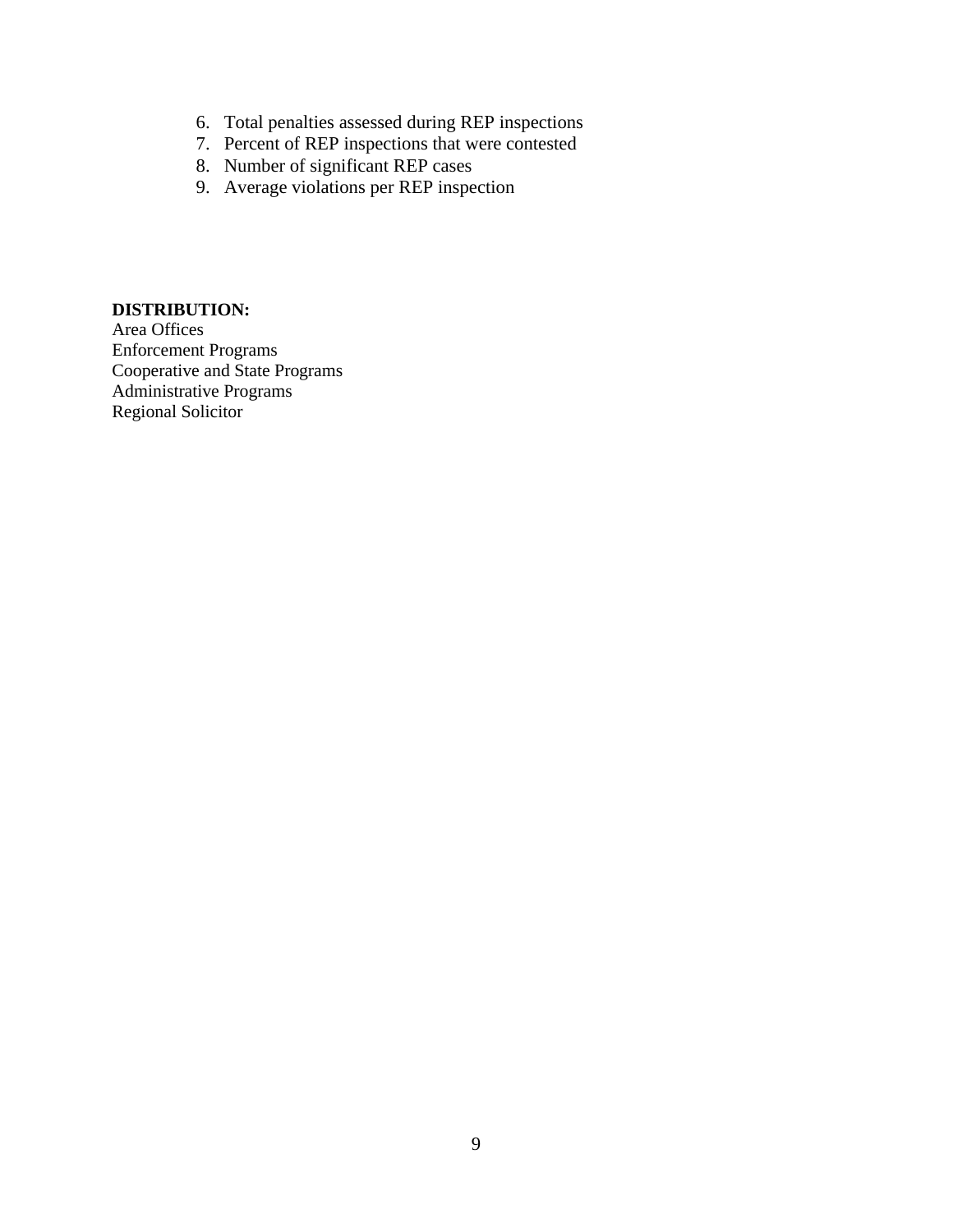6. Total penalties assessed during REP inspections
7. Percent of REP inspections that were contested
8. Number of significant REP cases
9. Average violations per REP inspection

**DISTRIBUTION:**
Area Offices
Enforcement Programs
Cooperative and State Programs
Administrative Programs
Regional Solicitor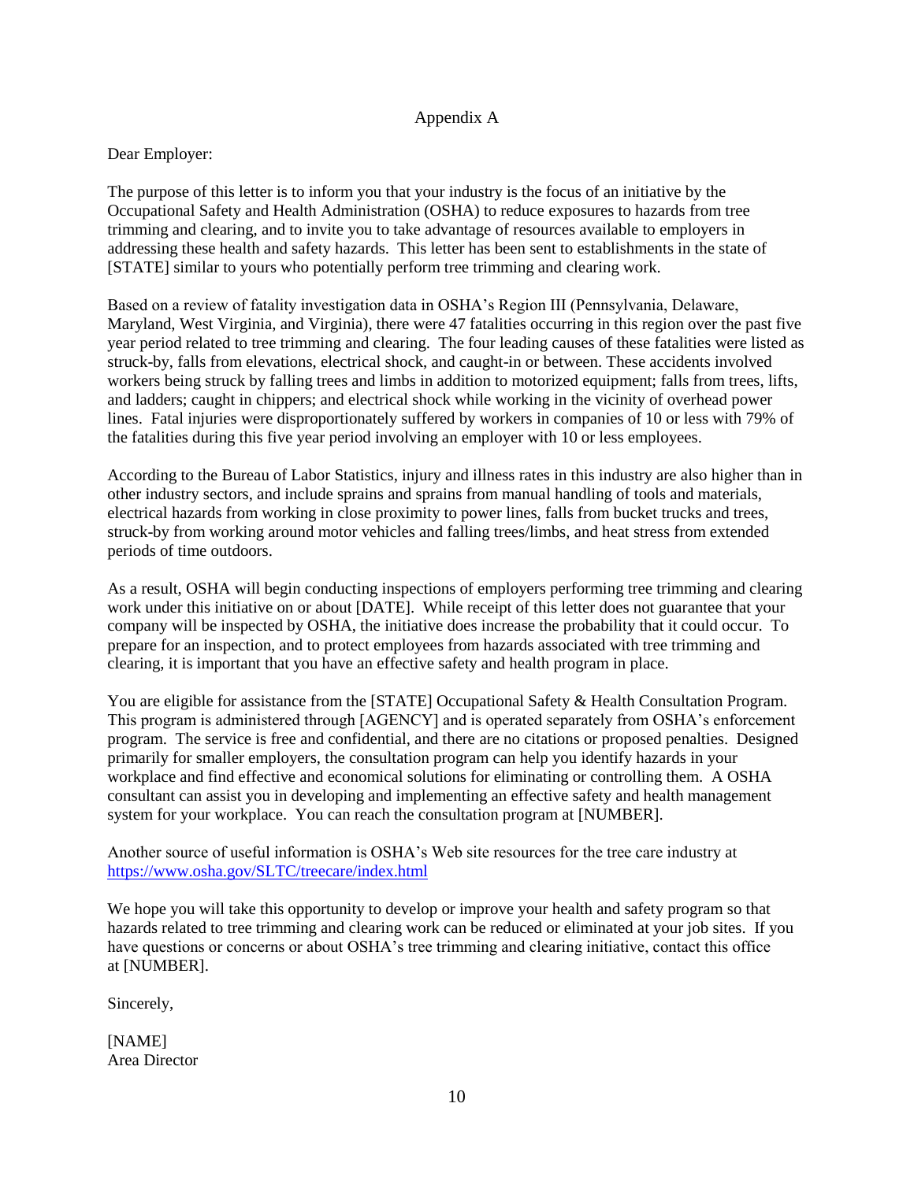Appendix A

Dear Employer:

The purpose of this letter is to inform you that your industry is the focus of an initiative by the Occupational Safety and Health Administration (OSHA) to reduce exposures to hazards from tree trimming and clearing, and to invite you to take advantage of resources available to employers in addressing these health and safety hazards. This letter has been sent to establishments in the state of [STATE] similar to yours who potentially perform tree trimming and clearing work.

Based on a review of fatality investigation data in OSHA's Region III (Pennsylvania, Delaware, Maryland, West Virginia, and Virginia), there were 47 fatalities occurring in this region over the past five year period related to tree trimming and clearing. The four leading causes of these fatalities were listed as struck-by, falls from elevations, electrical shock, and caught-in or between. These accidents involved workers being struck by falling trees and limbs in addition to motorized equipment; falls from trees, lifts, and ladders; caught in chippers; and electrical shock while working in the vicinity of overhead power lines. Fatal injuries were disproportionately suffered by workers in companies of 10 or less with 79% of the fatalities during this five year period involving an employer with 10 or less employees.

According to the Bureau of Labor Statistics, injury and illness rates in this industry are also higher than in other industry sectors, and include sprains and sprains from manual handling of tools and materials, electrical hazards from working in close proximity to power lines, falls from bucket trucks and trees, struck-by from working around motor vehicles and falling trees/limbs, and heat stress from extended periods of time outdoors.

As a result, OSHA will begin conducting inspections of employers performing tree trimming and clearing work under this initiative on or about [DATE]. While receipt of this letter does not guarantee that your company will be inspected by OSHA, the initiative does increase the probability that it could occur. To prepare for an inspection, and to protect employees from hazards associated with tree trimming and clearing, it is important that you have an effective safety and health program in place.

You are eligible for assistance from the [STATE] Occupational Safety & Health Consultation Program. This program is administered through [AGENCY] and is operated separately from OSHA's enforcement program. The service is free and confidential, and there are no citations or proposed penalties. Designed primarily for smaller employers, the consultation program can help you identify hazards in your workplace and find effective and economical solutions for eliminating or controlling them. A OSHA consultant can assist you in developing and implementing an effective safety and health management system for your workplace. You can reach the consultation program at [NUMBER].

Another source of useful information is OSHA's Web site resources for the tree care industry at https://www.osha.gov/SLTC/treecare/index.html

We hope you will take this opportunity to develop or improve your health and safety program so that hazards related to tree trimming and clearing work can be reduced or eliminated at your job sites. If you have questions or concerns or about OSHA's tree trimming and clearing initiative, contact this office at [NUMBER].

Sincerely,

[NAME]
Area Director